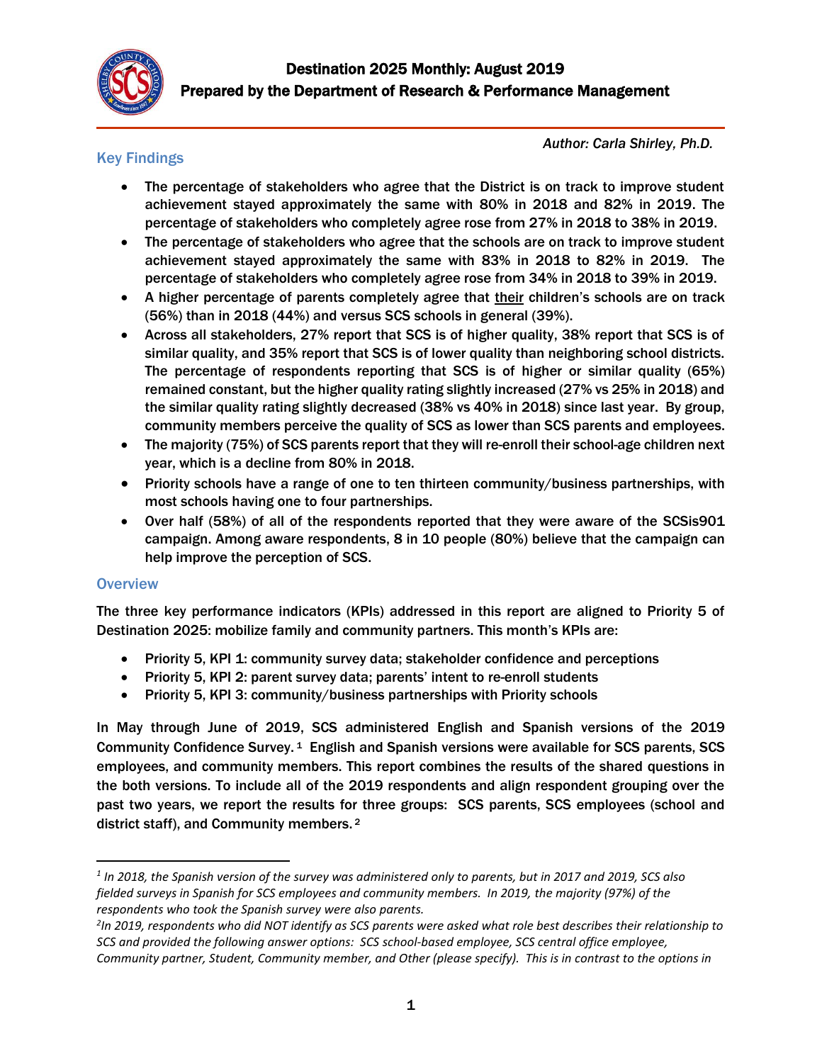# Destination 2025 Monthly: August 2019

## Prepared by the Department of Research & Performance Management

*Author: Carla Shirley, Ph.D.*

### Key Findings

- The percentage of stakeholders who agree that the District is on track to improve student achievement stayed approximately the same with 80% in 2018 and 82% in 2019. The percentage of stakeholders who completely agree rose from 27% in 2018 to 38% in 2019.
- The percentage of stakeholders who agree that the schools are on track to improve student achievement stayed approximately the same with 83% in 2018 to 82% in 2019. The percentage of stakeholders who completely agree rose from 34% in 2018 to 39% in 2019.
- A higher percentage of parents completely agree that <u>their</u> children's schools are on track (56%) than in 2018 (44%) and versus SCS schools in general (39%).
- Across all stakeholders, 27% report that SCS is of higher quality, 38% report that SCS is of similar quality, and 35% report that SCS is of lower quality than neighboring school districts. The percentage of respondents reporting that SCS is of higher or similar quality (65%) remained constant, but the higher quality rating slightly increased (27% vs 25% in 2018) and the similar quality rating slightly decreased (38% vs 40% in 2018) since last year. By group, community members perceive the quality of SCS as lower than SCS parents and employees.
- The majority (75%) of SCS parents report that they will re-enroll their school-age children next year, which is a decline from 80% in 2018.
- Priority schools have a range of one to ten thirteen community/business partnerships, with most schools having one to four partnerships.
- Over half (58%) of all of the respondents reported that they were aware of the SCSis901 campaign. Among aware respondents, 8 in 10 people (80%) believe that the campaign can help improve the perception of SCS.

### Overview

The three key performance indicators (KPIs) addressed in this report are aligned to Priority 5 of Destination 2025: mobilize family and community partners. This month's KPIs are:

- Priority 5, KPI 1: community survey data; stakeholder confidence and perceptions
- Priority 5, KPI 2: parent survey data; parents' intent to re-enroll students
- Priority 5, KPI 3: community/business partnerships with Priority schools

In May through June of 2019, SCS administered English and Spanish versions of the 2019 Community Confidence Survey. [1] English and Spanish versions were available for SCS parents, SCS employees, and community members. This report combines the results of the shared questions in the both versions. To include all of the 2019 respondents and align respondent grouping over the past two years, we report the results for three groups: SCS parents, SCS employees (school and district staff), and Community members. [2]

---

[1] *In 2018, the Spanish version of the survey was administered only to parents, but in 2017 and 2019, SCS also fielded surveys in Spanish for SCS employees and community members. In 2019, the majority (97%) of the respondents who took the Spanish survey were also parents.*

[2] *In 2019, respondents who did NOT identify as SCS parents were asked what role best describes their relationship to SCS and provided the following answer options: SCS school-based employee, SCS central office employee, Community partner, Student, Community member, and Other (please specify). This is in contrast to the options in*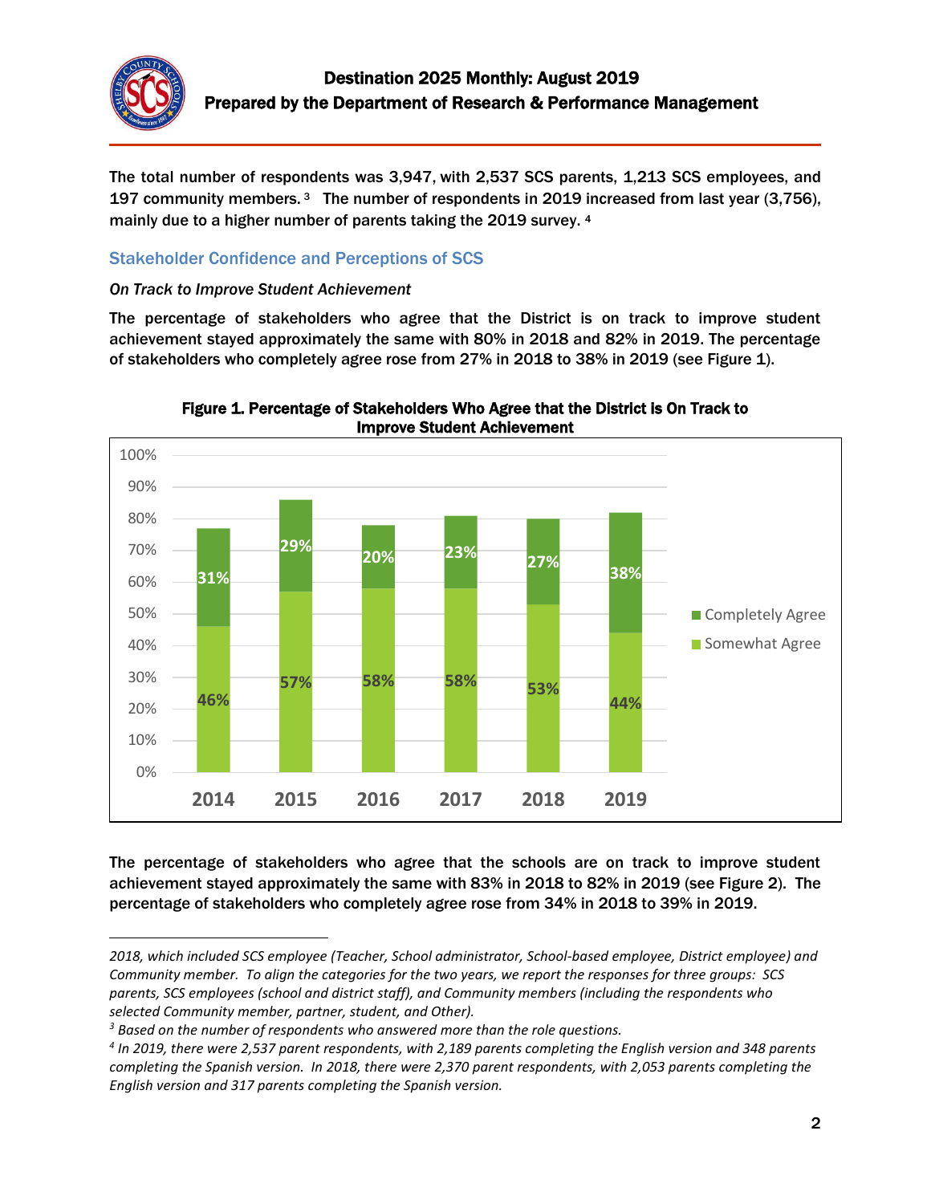The total number of respondents was 3,947, with 2,537 SCS parents, 1,213 SCS employees, and 197 community members.[3] The number of respondents in 2019 increased from last year (3,756), mainly due to a higher number of parents taking the 2019 survey.[4]

## Stakeholder Confidence and Perceptions of SCS

### *On Track to Improve Student Achievement*

The percentage of stakeholders who agree that the District is on track to improve student achievement stayed approximately the same with 80% in 2018 and 82% in 2019. The percentage of stakeholders who completely agree rose from 27% in 2018 to 38% in 2019 (see Figure 1).

**Figure 1. Percentage of Stakeholders Who Agree that the District is On Track to Improve Student Achievement**

| Year | Somewhat Agree | Completely Agree |
|---|---|---|
| 2014 | 46% | 31% |
| 2015 | 57% | 29% |
| 2016 | 58% | 20% |
| 2017 | 58% | 23% |
| 2018 | 53% | 27% |
| 2019 | 44% | 38% |

The percentage of stakeholders who agree that the schools are on track to improve student achievement stayed approximately the same with 83% in 2018 to 82% in 2019 (see Figure 2). The percentage of stakeholders who completely agree rose from 34% in 2018 to 39% in 2019.

---

*2018, which included SCS employee (Teacher, School administrator, School-based employee, District employee) and Community member. To align the categories for the two years, we report the responses for three groups: SCS parents, SCS employees (school and district staff), and Community members (including the respondents who selected Community member, partner, student, and Other).*

[3] *Based on the number of respondents who answered more than the role questions.*

[4] *In 2019, there were 2,537 parent respondents, with 2,189 parents completing the English version and 348 parents completing the Spanish version. In 2018, there were 2,370 parent respondents, with 2,053 parents completing the English version and 317 parents completing the Spanish version.*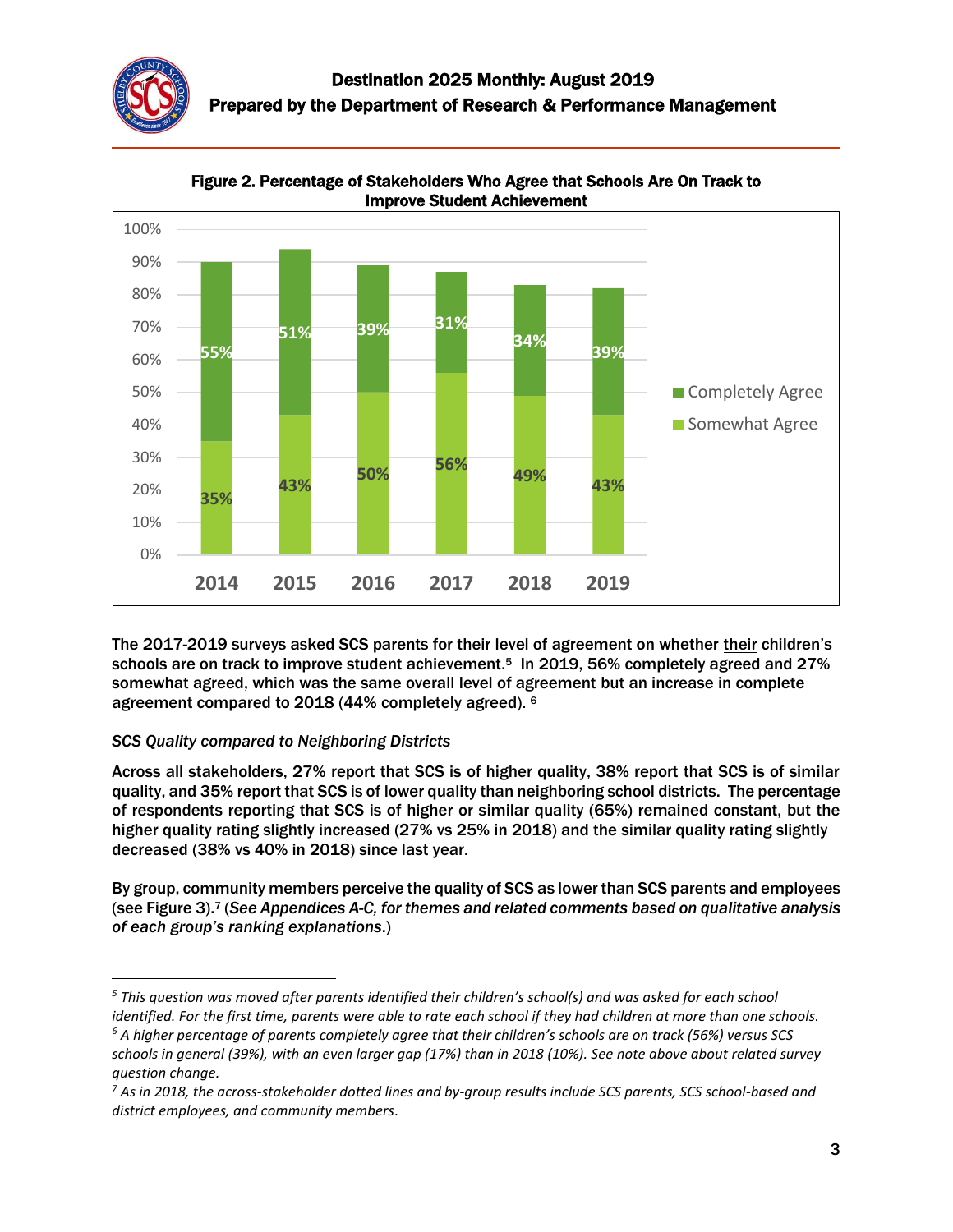Figure 2. Percentage of Stakeholders Who Agree that Schools Are On Track to Improve Student Achievement

| Year | Somewhat Agree | Completely Agree |
|---|---|---|
| 2014 | 35% | 55% |
| 2015 | 43% | 51% |
| 2016 | 50% | 39% |
| 2017 | 56% | 31% |
| 2018 | 49% | 34% |
| 2019 | 43% | 39% |

The 2017-2019 surveys asked SCS parents for their level of agreement on whether their children's schools are on track to improve student achievement.[5] In 2019, 56% completely agreed and 27% somewhat agreed, which was the same overall level of agreement but an increase in complete agreement compared to 2018 (44% completely agreed).[6]

*SCS Quality compared to Neighboring Districts*

Across all stakeholders, 27% report that SCS is of higher quality, 38% report that SCS is of similar quality, and 35% report that SCS is of lower quality than neighboring school districts. The percentage of respondents reporting that SCS is of higher or similar quality (65%) remained constant, but the higher quality rating slightly increased (27% vs 25% in 2018) and the similar quality rating slightly decreased (38% vs 40% in 2018) since last year.

By group, community members perceive the quality of SCS as lower than SCS parents and employees (see Figure 3).[7] (*See Appendices A-C, for themes and related comments based on qualitative analysis of each group's ranking explanations.*)

---

[5] *This question was moved after parents identified their children's school(s) and was asked for each school identified. For the first time, parents were able to rate each school if they had children at more than one schools.*

[6] *A higher percentage of parents completely agree that their children's schools are on track (56%) versus SCS schools in general (39%), with an even larger gap (17%) than in 2018 (10%). See note above about related survey question change.*

[7] *As in 2018, the across-stakeholder dotted lines and by-group results include SCS parents, SCS school-based and district employees, and community members.*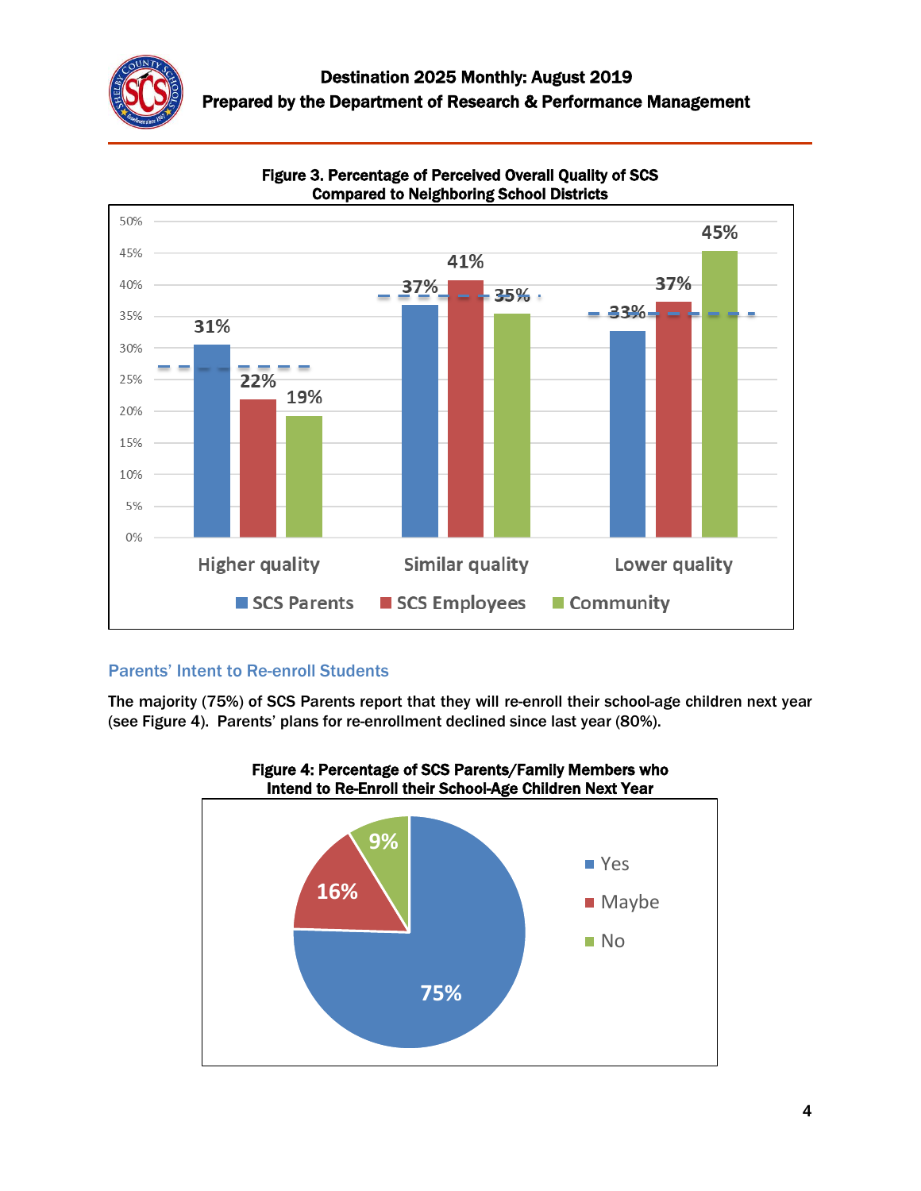Figure 3. Percentage of Perceived Overall Quality of SCS Compared to Neighboring School Districts

| | SCS Parents | SCS Employees | Community |
|---|---|---|---|
| Higher quality | 31% | 22% | 19% |
| Similar quality | 37% | 41% | 35% |
| Lower quality | 33% | 37% | 45% |

## Parents' Intent to Re-enroll Students

The majority (75%) of SCS Parents report that they will re-enroll their school-age children next year (see Figure 4). Parents' plans for re-enrollment declined since last year (80%).

Figure 4: Percentage of SCS Parents/Family Members who Intend to Re-Enroll their School-Age Children Next Year

| Response | Percentage |
|---|---|
| Yes | 75% |
| Maybe | 16% |
| No | 9% |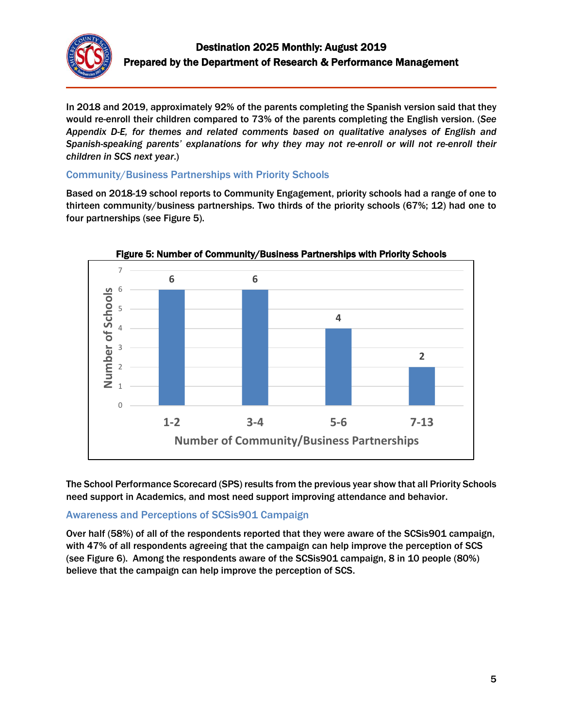In 2018 and 2019, approximately 92% of the parents completing the Spanish version said that they would re-enroll their children compared to 73% of the parents completing the English version. (*See Appendix D-E, for themes and related comments based on qualitative analyses of English and Spanish-speaking parents' explanations for why they may not re-enroll or will not re-enroll their children in SCS next year.*)

### Community/Business Partnerships with Priority Schools

Based on 2018-19 school reports to Community Engagement, priority schools had a range of one to thirteen community/business partnerships. Two thirds of the priority schools (67%; 12) had one to four partnerships (see Figure 5).

**Figure 5: Number of Community/Business Partnerships with Priority Schools**

| Number of Community/Business Partnerships | Number of Schools |
|---|---|
| 1-2 | 6 |
| 3-4 | 6 |
| 5-6 | 4 |
| 7-13 | 2 |

The School Performance Scorecard (SPS) results from the previous year show that all Priority Schools need support in Academics, and most need support improving attendance and behavior.

### Awareness and Perceptions of SCSis901 Campaign

Over half (58%) of all of the respondents reported that they were aware of the SCSis901 campaign, with 47% of all respondents agreeing that the campaign can help improve the perception of SCS (see Figure 6). Among the respondents aware of the SCSis901 campaign, 8 in 10 people (80%) believe that the campaign can help improve the perception of SCS.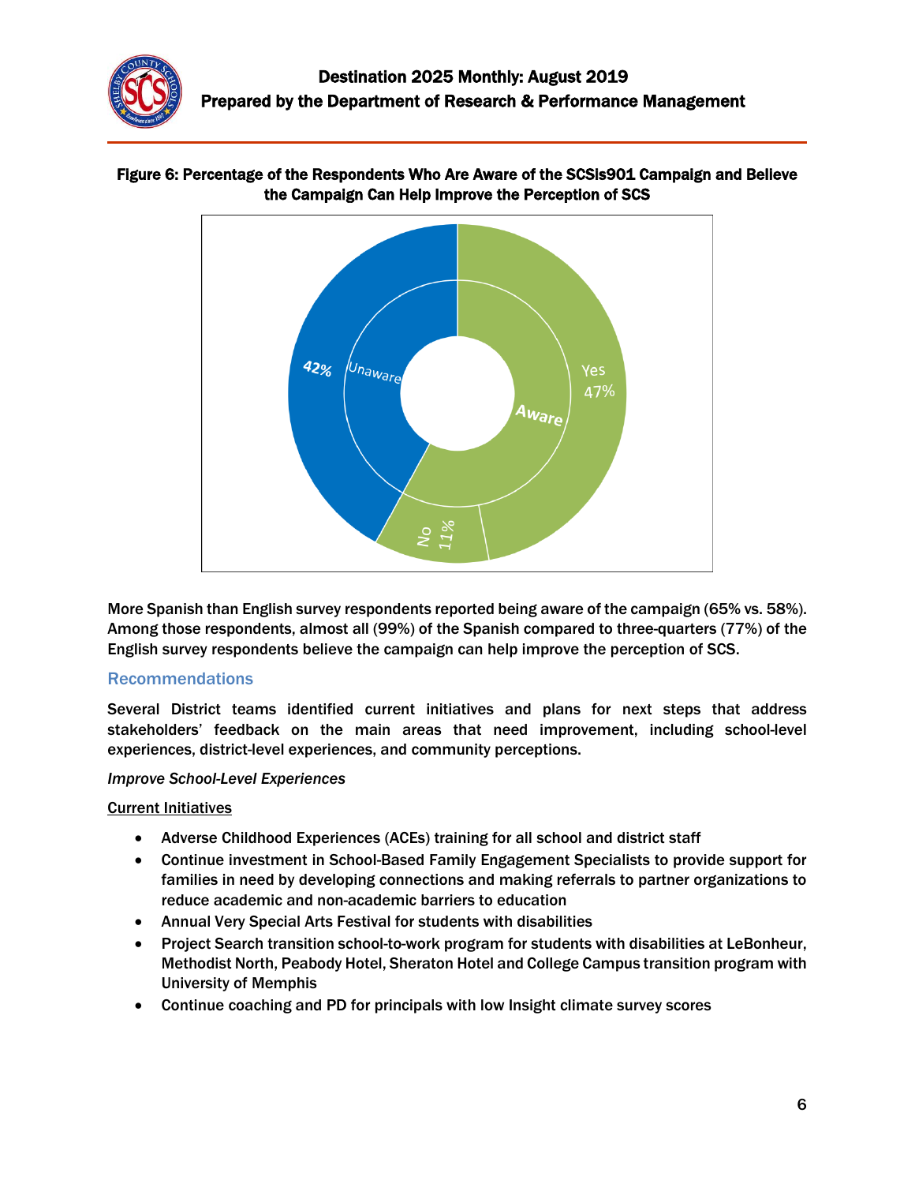**Figure 6: Percentage of the Respondents Who Are Aware of the SCSIs901 Campaign and Believe the Campaign Can Help Improve the Perception of SCS**

More Spanish than English survey respondents reported being aware of the campaign (65% vs. 58%). Among those respondents, almost all (99%) of the Spanish compared to three-quarters (77%) of the English survey respondents believe the campaign can help improve the perception of SCS.

## Recommendations

Several District teams identified current initiatives and plans for next steps that address stakeholders' feedback on the main areas that need improvement, including school-level experiences, district-level experiences, and community perceptions.

*Improve School-Level Experiences*

Current Initiatives

- Adverse Childhood Experiences (ACEs) training for all school and district staff
- Continue investment in School-Based Family Engagement Specialists to provide support for families in need by developing connections and making referrals to partner organizations to reduce academic and non-academic barriers to education
- Annual Very Special Arts Festival for students with disabilities
- Project Search transition school-to-work program for students with disabilities at LeBonheur, Methodist North, Peabody Hotel, Sheraton Hotel and College Campus transition program with University of Memphis
- Continue coaching and PD for principals with low Insight climate survey scores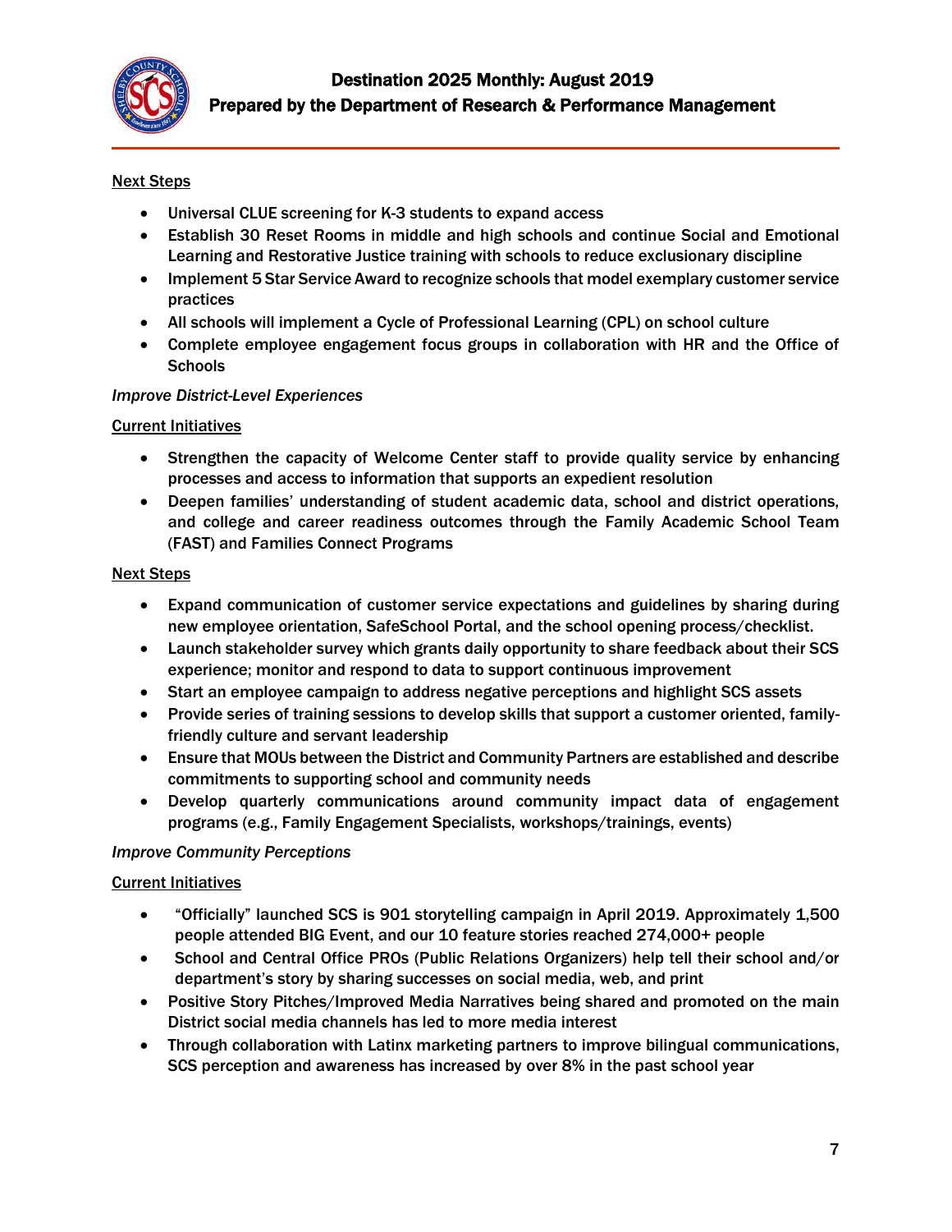<u>Next Steps</u>

- Universal CLUE screening for K-3 students to expand access
- Establish 30 Reset Rooms in middle and high schools and continue Social and Emotional Learning and Restorative Justice training with schools to reduce exclusionary discipline
- Implement 5 Star Service Award to recognize schools that model exemplary customer service practices
- All schools will implement a Cycle of Professional Learning (CPL) on school culture
- Complete employee engagement focus groups in collaboration with HR and the Office of Schools

*Improve District-Level Experiences*

<u>Current Initiatives</u>

- Strengthen the capacity of Welcome Center staff to provide quality service by enhancing processes and access to information that supports an expedient resolution
- Deepen families' understanding of student academic data, school and district operations, and college and career readiness outcomes through the Family Academic School Team (FAST) and Families Connect Programs

<u>Next Steps</u>

- Expand communication of customer service expectations and guidelines by sharing during new employee orientation, SafeSchool Portal, and the school opening process/checklist.
- Launch stakeholder survey which grants daily opportunity to share feedback about their SCS experience; monitor and respond to data to support continuous improvement
- Start an employee campaign to address negative perceptions and highlight SCS assets
- Provide series of training sessions to develop skills that support a customer oriented, family-friendly culture and servant leadership
- Ensure that MOUs between the District and Community Partners are established and describe commitments to supporting school and community needs
- Develop quarterly communications around community impact data of engagement programs (e.g., Family Engagement Specialists, workshops/trainings, events)

*Improve Community Perceptions*

<u>Current Initiatives</u>

- "Officially" launched SCS is 901 storytelling campaign in April 2019. Approximately 1,500 people attended BIG Event, and our 10 feature stories reached 274,000+ people
- School and Central Office PROs (Public Relations Organizers) help tell their school and/or department's story by sharing successes on social media, web, and print
- Positive Story Pitches/Improved Media Narratives being shared and promoted on the main District social media channels has led to more media interest
- Through collaboration with Latinx marketing partners to improve bilingual communications, SCS perception and awareness has increased by over 8% in the past school year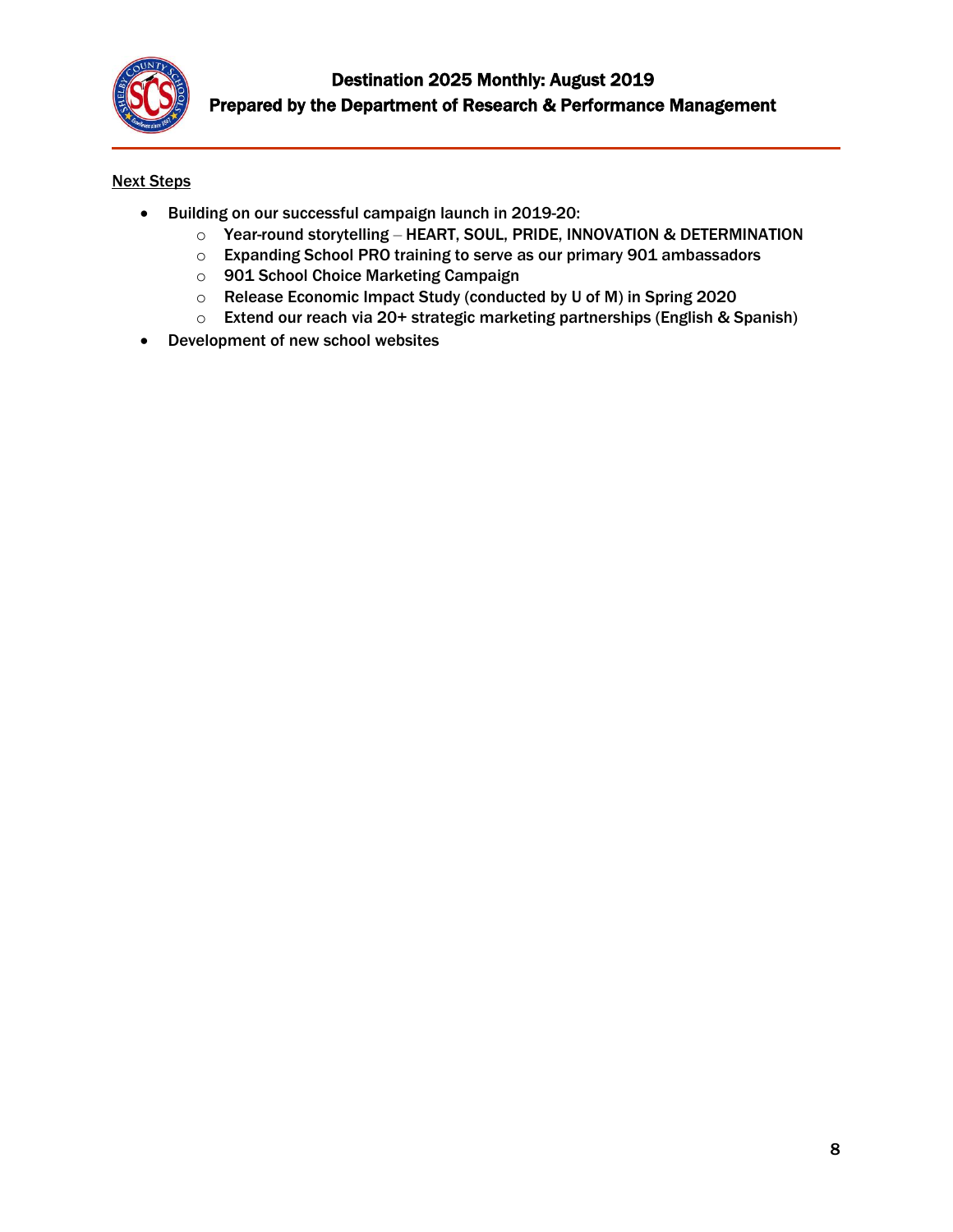<u>Next Steps</u>

- Building on our successful campaign launch in 2019-20:
  - Year-round storytelling – HEART, SOUL, PRIDE, INNOVATION & DETERMINATION
  - Expanding School PRO training to serve as our primary 901 ambassadors
  - 901 School Choice Marketing Campaign
  - Release Economic Impact Study (conducted by U of M) in Spring 2020
  - Extend our reach via 20+ strategic marketing partnerships (English & Spanish)
- Development of new school websites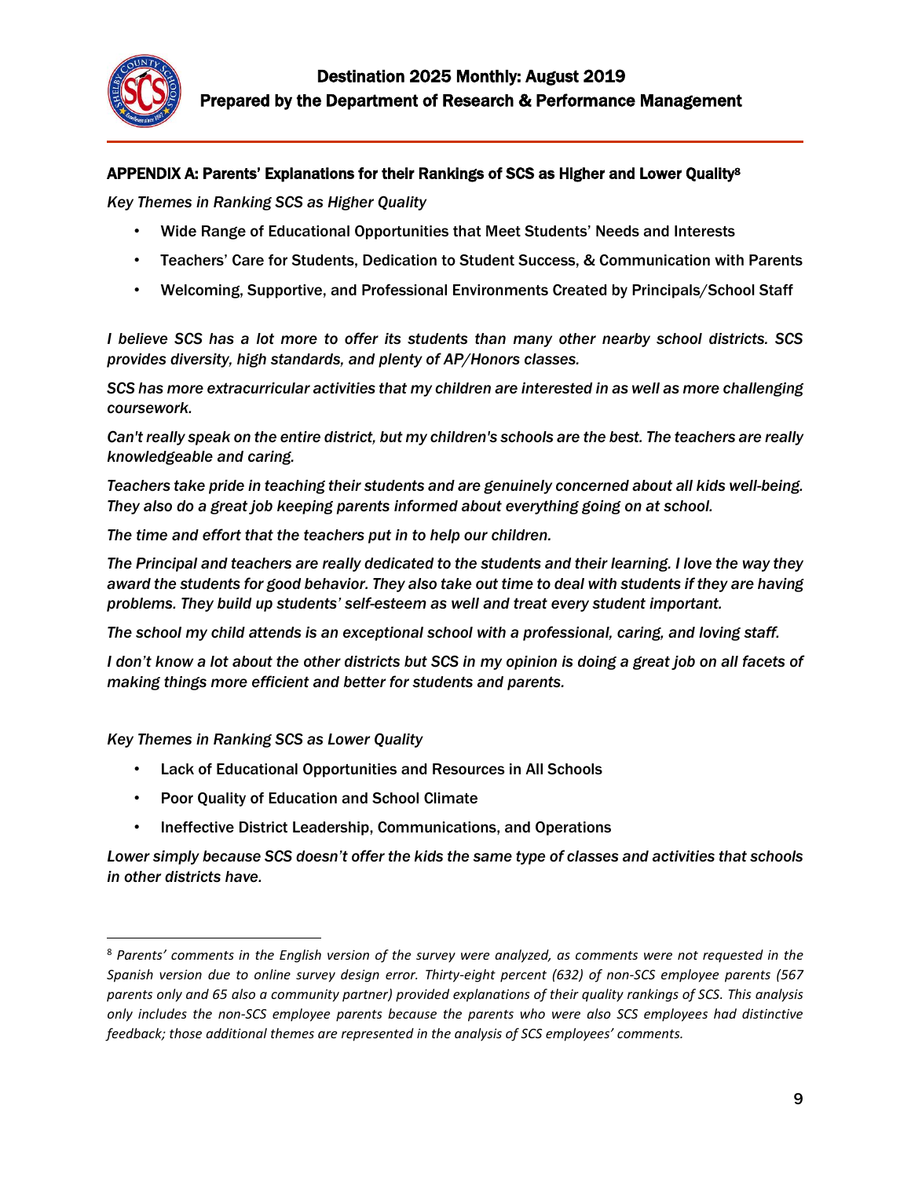## APPENDIX A: Parents' Explanations for their Rankings of SCS as Higher and Lower Quality[8]

*Key Themes in Ranking SCS as Higher Quality*

- Wide Range of Educational Opportunities that Meet Students' Needs and Interests
- Teachers' Care for Students, Dedication to Student Success, & Communication with Parents
- Welcoming, Supportive, and Professional Environments Created by Principals/School Staff

***I believe SCS has a lot more to offer its students than many other nearby school districts. SCS provides diversity, high standards, and plenty of AP/Honors classes.***

***SCS has more extracurricular activities that my children are interested in as well as more challenging coursework.***

***Can't really speak on the entire district, but my children's schools are the best. The teachers are really knowledgeable and caring.***

***Teachers take pride in teaching their students and are genuinely concerned about all kids well-being. They also do a great job keeping parents informed about everything going on at school.***

***The time and effort that the teachers put in to help our children.***

***The Principal and teachers are really dedicated to the students and their learning. I love the way they award the students for good behavior. They also take out time to deal with students if they are having problems. They build up students' self-esteem as well and treat every student important.***

***The school my child attends is an exceptional school with a professional, caring, and loving staff.***

***I don't know a lot about the other districts but SCS in my opinion is doing a great job on all facets of making things more efficient and better for students and parents.***

*Key Themes in Ranking SCS as Lower Quality*

- Lack of Educational Opportunities and Resources in All Schools
- Poor Quality of Education and School Climate
- Ineffective District Leadership, Communications, and Operations

***Lower simply because SCS doesn't offer the kids the same type of classes and activities that schools in other districts have.***

---

[8] *Parents' comments in the English version of the survey were analyzed, as comments were not requested in the Spanish version due to online survey design error. Thirty-eight percent (632) of non-SCS employee parents (567 parents only and 65 also a community partner) provided explanations of their quality rankings of SCS. This analysis only includes the non-SCS employee parents because the parents who were also SCS employees had distinctive feedback; those additional themes are represented in the analysis of SCS employees' comments.*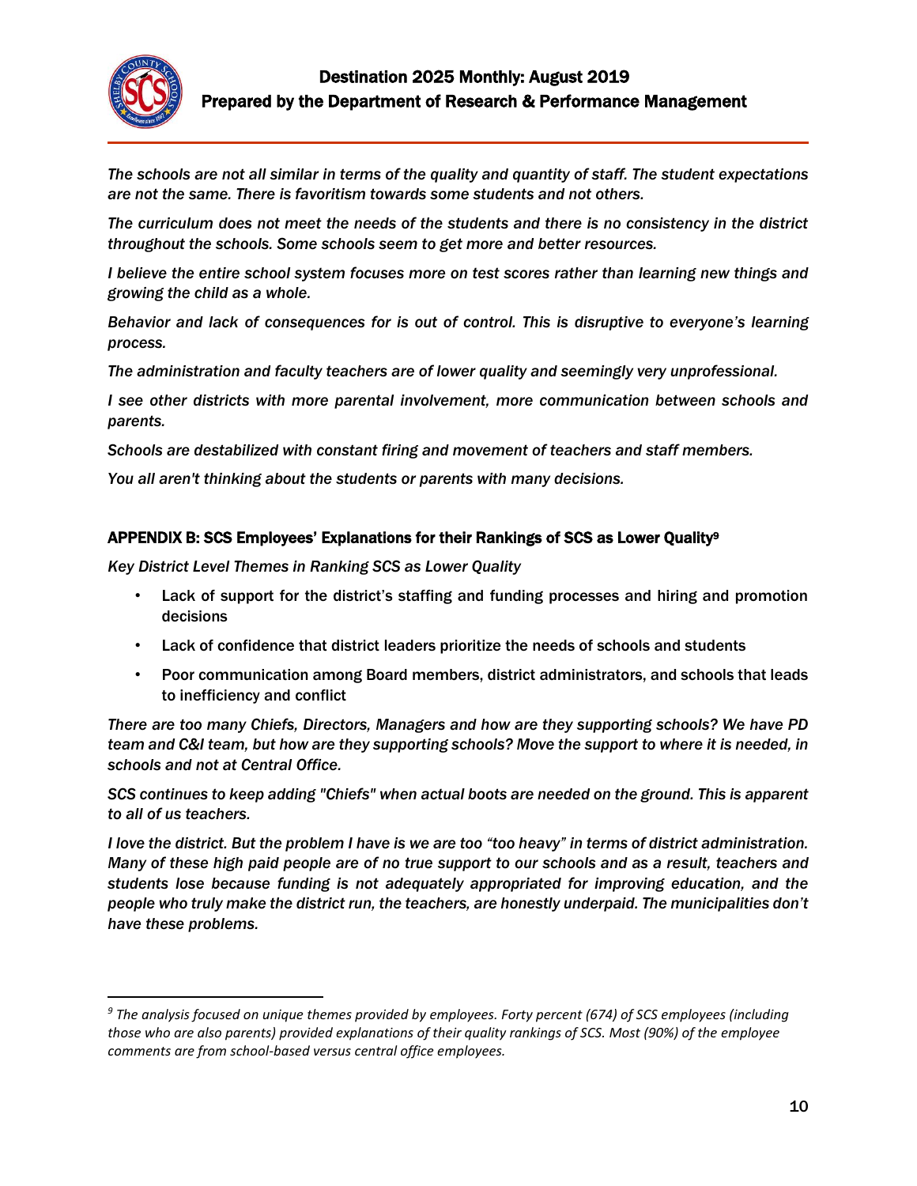*The schools are not all similar in terms of the quality and quantity of staff. The student expectations are not the same. There is favoritism towards some students and not others.*

*The curriculum does not meet the needs of the students and there is no consistency in the district throughout the schools. Some schools seem to get more and better resources.*

*I believe the entire school system focuses more on test scores rather than learning new things and growing the child as a whole.*

*Behavior and lack of consequences for is out of control. This is disruptive to everyone's learning process.*

*The administration and faculty teachers are of lower quality and seemingly very unprofessional.*

*I see other districts with more parental involvement, more communication between schools and parents.*

*Schools are destabilized with constant firing and movement of teachers and staff members.*

*You all aren't thinking about the students or parents with many decisions.*

## APPENDIX B: SCS Employees' Explanations for their Rankings of SCS as Lower Quality[9]

*Key District Level Themes in Ranking SCS as Lower Quality*

- Lack of support for the district's staffing and funding processes and hiring and promotion decisions
- Lack of confidence that district leaders prioritize the needs of schools and students
- Poor communication among Board members, district administrators, and schools that leads to inefficiency and conflict

*There are too many Chiefs, Directors, Managers and how are they supporting schools? We have PD team and C&I team, but how are they supporting schools? Move the support to where it is needed, in schools and not at Central Office.*

*SCS continues to keep adding "Chiefs" when actual boots are needed on the ground. This is apparent to all of us teachers.*

*I love the district. But the problem I have is we are too "too heavy" in terms of district administration. Many of these high paid people are of no true support to our schools and as a result, teachers and students lose because funding is not adequately appropriated for improving education, and the people who truly make the district run, the teachers, are honestly underpaid. The municipalities don't have these problems.*

---

[9] *The analysis focused on unique themes provided by employees. Forty percent (674) of SCS employees (including those who are also parents) provided explanations of their quality rankings of SCS. Most (90%) of the employee comments are from school-based versus central office employees.*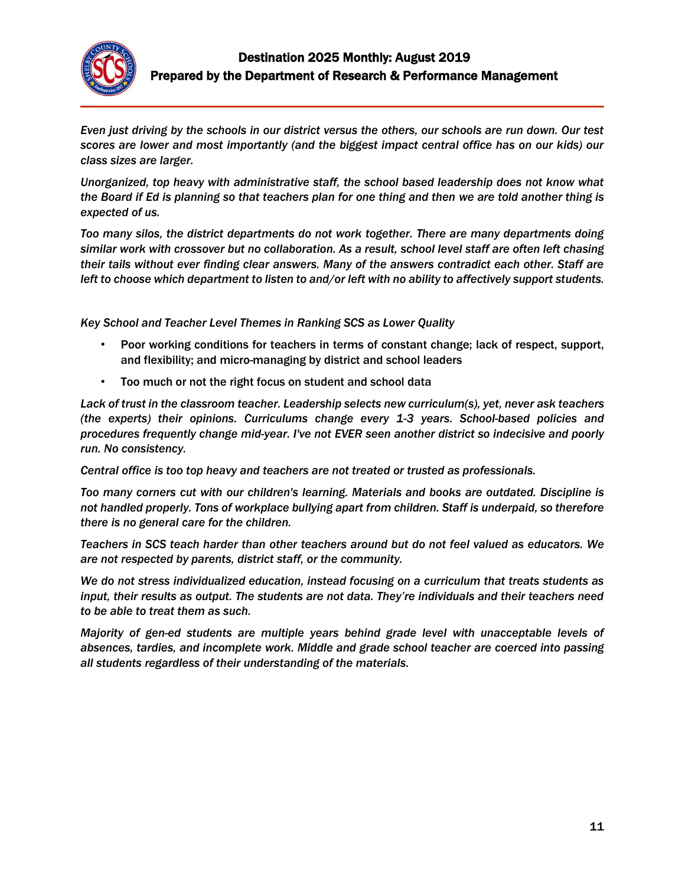*Even just driving by the schools in our district versus the others, our schools are run down. Our test scores are lower and most importantly (and the biggest impact central office has on our kids) our class sizes are larger.*

*Unorganized, top heavy with administrative staff, the school based leadership does not know what the Board if Ed is planning so that teachers plan for one thing and then we are told another thing is expected of us.*

*Too many silos, the district departments do not work together. There are many departments doing similar work with crossover but no collaboration. As a result, school level staff are often left chasing their tails without ever finding clear answers. Many of the answers contradict each other. Staff are left to choose which department to listen to and/or left with no ability to affectively support students.*

*Key School and Teacher Level Themes in Ranking SCS as Lower Quality*

- Poor working conditions for teachers in terms of constant change; lack of respect, support, and flexibility; and micro-managing by district and school leaders
- Too much or not the right focus on student and school data

*Lack of trust in the classroom teacher. Leadership selects new curriculum(s), yet, never ask teachers (the experts) their opinions. Curriculums change every 1-3 years. School-based policies and procedures frequently change mid-year. I've not EVER seen another district so indecisive and poorly run. No consistency.*

*Central office is too top heavy and teachers are not treated or trusted as professionals.*

*Too many corners cut with our children's learning. Materials and books are outdated. Discipline is not handled properly. Tons of workplace bullying apart from children. Staff is underpaid, so therefore there is no general care for the children.*

*Teachers in SCS teach harder than other teachers around but do not feel valued as educators. We are not respected by parents, district staff, or the community.*

*We do not stress individualized education, instead focusing on a curriculum that treats students as input, their results as output. The students are not data. They're individuals and their teachers need to be able to treat them as such.*

*Majority of gen-ed students are multiple years behind grade level with unacceptable levels of absences, tardies, and incomplete work. Middle and grade school teacher are coerced into passing all students regardless of their understanding of the materials.*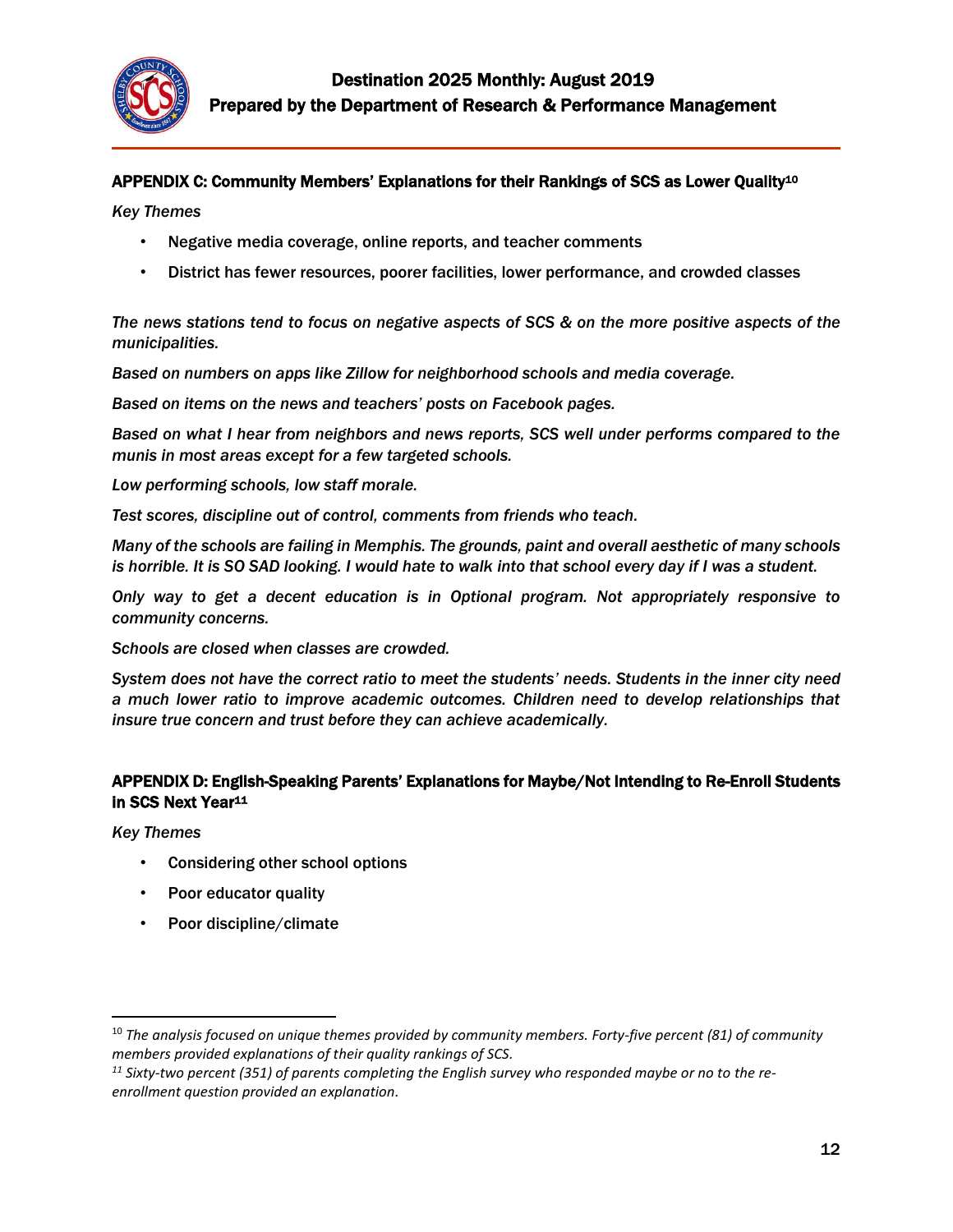## APPENDIX C: Community Members' Explanations for their Rankings of SCS as Lower Quality[10]

*Key Themes*

- Negative media coverage, online reports, and teacher comments
- District has fewer resources, poorer facilities, lower performance, and crowded classes

*The news stations tend to focus on negative aspects of SCS & on the more positive aspects of the municipalities.*

*Based on numbers on apps like Zillow for neighborhood schools and media coverage.*

*Based on items on the news and teachers' posts on Facebook pages.*

*Based on what I hear from neighbors and news reports, SCS well under performs compared to the munis in most areas except for a few targeted schools.*

*Low performing schools, low staff morale.*

*Test scores, discipline out of control, comments from friends who teach.*

*Many of the schools are failing in Memphis. The grounds, paint and overall aesthetic of many schools is horrible. It is SO SAD looking. I would hate to walk into that school every day if I was a student.*

*Only way to get a decent education is in Optional program. Not appropriately responsive to community concerns.*

*Schools are closed when classes are crowded.*

*System does not have the correct ratio to meet the students' needs. Students in the inner city need a much lower ratio to improve academic outcomes. Children need to develop relationships that insure true concern and trust before they can achieve academically.*

## APPENDIX D: English-Speaking Parents' Explanations for Maybe/Not Intending to Re-Enroll Students in SCS Next Year[11]

*Key Themes*

- Considering other school options
- Poor educator quality
- Poor discipline/climate

---

[10] *The analysis focused on unique themes provided by community members. Forty-five percent (81) of community members provided explanations of their quality rankings of SCS.*

[11] *Sixty-two percent (351) of parents completing the English survey who responded maybe or no to the re-enrollment question provided an explanation.*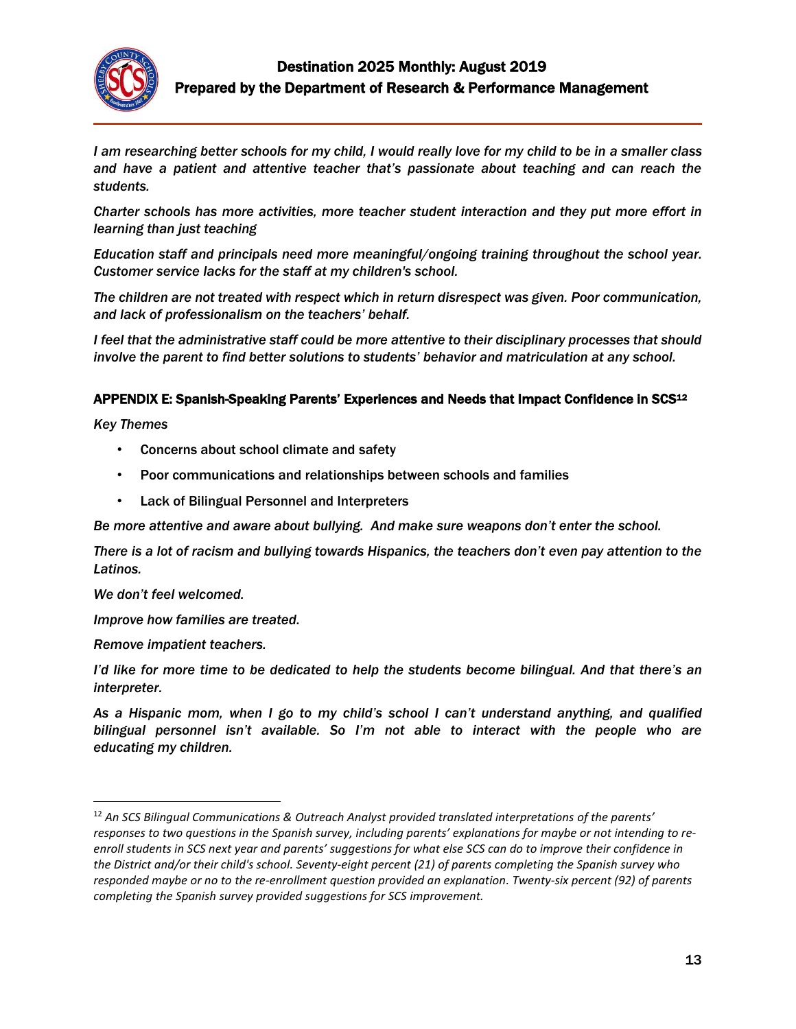*I am researching better schools for my child, I would really love for my child to be in a smaller class and have a patient and attentive teacher that's passionate about teaching and can reach the students.*

*Charter schools has more activities, more teacher student interaction and they put more effort in learning than just teaching*

*Education staff and principals need more meaningful/ongoing training throughout the school year. Customer service lacks for the staff at my children's school.*

*The children are not treated with respect which in return disrespect was given. Poor communication, and lack of professionalism on the teachers' behalf.*

*I feel that the administrative staff could be more attentive to their disciplinary processes that should involve the parent to find better solutions to students' behavior and matriculation at any school.*

## APPENDIX E: Spanish-Speaking Parents' Experiences and Needs that Impact Confidence in SCS[12]

*Key Themes*

- Concerns about school climate and safety
- Poor communications and relationships between schools and families
- Lack of Bilingual Personnel and Interpreters

*Be more attentive and aware about bullying. And make sure weapons don't enter the school.*

*There is a lot of racism and bullying towards Hispanics, the teachers don't even pay attention to the Latinos.*

*We don't feel welcomed.*

*Improve how families are treated.*

*Remove impatient teachers.*

*I'd like for more time to be dedicated to help the students become bilingual. And that there's an interpreter.*

*As a Hispanic mom, when I go to my child's school I can't understand anything, and qualified bilingual personnel isn't available. So I'm not able to interact with the people who are educating my children.*

---

[12] *An SCS Bilingual Communications & Outreach Analyst provided translated interpretations of the parents' responses to two questions in the Spanish survey, including parents' explanations for maybe or not intending to re-enroll students in SCS next year and parents' suggestions for what else SCS can do to improve their confidence in the District and/or their child's school. Seventy-eight percent (21) of parents completing the Spanish survey who responded maybe or no to the re-enrollment question provided an explanation. Twenty-six percent (92) of parents completing the Spanish survey provided suggestions for SCS improvement.*